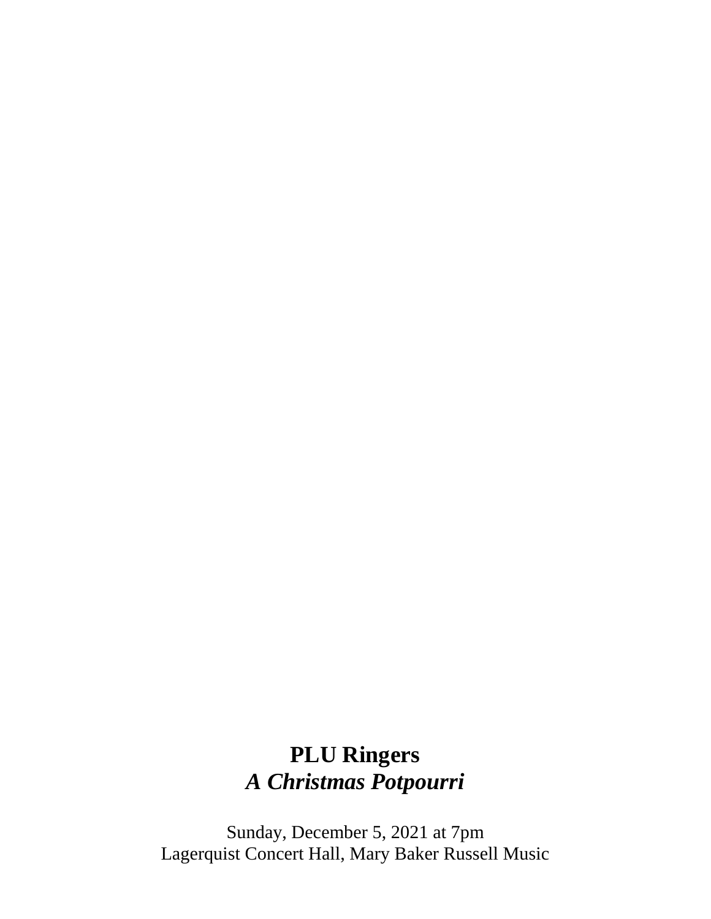# PLU Ringers

## *A Christmas Potpourri*

Sunday, December 5, 2021 at 7pm
Lagerquist Concert Hall, Mary Baker Russell Music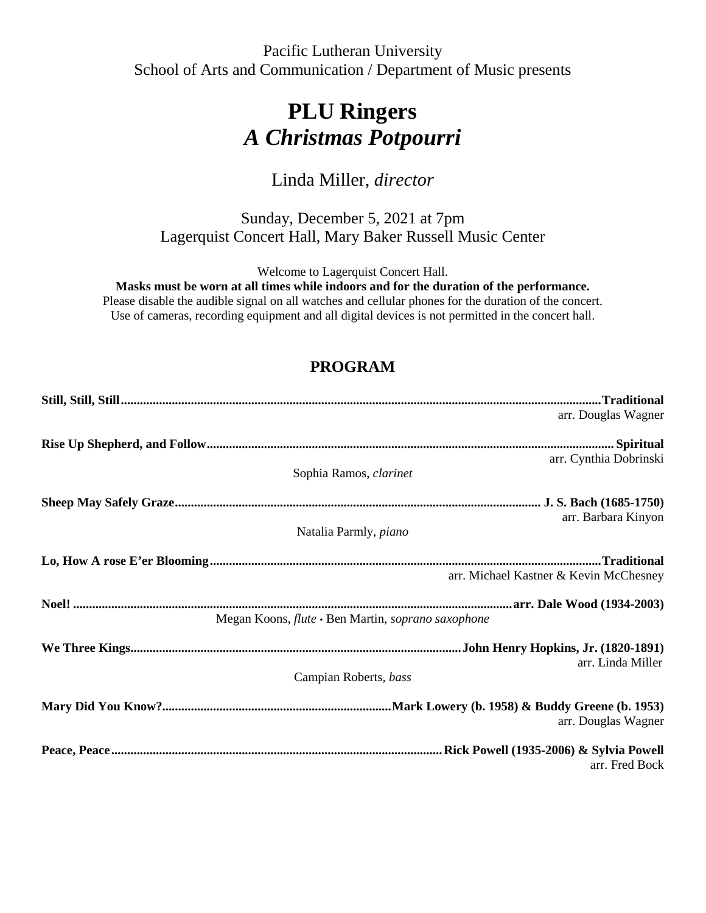Pacific Lutheran University
School of Arts and Communication / Department of Music presents

# PLU Ringers
# *A Christmas Potpourri*

Linda Miller, *director*

Sunday, December 5, 2021 at 7pm
Lagerquist Concert Hall, Mary Baker Russell Music Center

Welcome to Lagerquist Concert Hall.
**Masks must be worn at all times while indoors and for the duration of the performance.**
Please disable the audible signal on all watches and cellular phones for the duration of the concert.
Use of cameras, recording equipment and all digital devices is not permitted in the concert hall.

## PROGRAM

**Still, Still, Still** ........ **Traditional**
arr. Douglas Wagner

**Rise Up Shepherd, and Follow** ........ **Spiritual**
arr. Cynthia Dobrinski
Sophia Ramos, *clarinet*

**Sheep May Safely Graze** ........ **J. S. Bach (1685-1750)**
arr. Barbara Kinyon
Natalia Parmly, *piano*

**Lo, How A rose E'er Blooming** ........ **Traditional**
arr. Michael Kastner & Kevin McChesney

**Noel!** ........ **arr. Dale Wood (1934-2003)**
Megan Koons, *flute* • Ben Martin, *soprano saxophone*

**We Three Kings** ........ **John Henry Hopkins, Jr. (1820-1891)**
arr. Linda Miller
Campian Roberts, *bass*

**Mary Did You Know?** ........ **Mark Lowery (b. 1958) & Buddy Greene (b. 1953)**
arr. Douglas Wagner

**Peace, Peace** ........ **Rick Powell (1935-2006) & Sylvia Powell**
arr. Fred Bock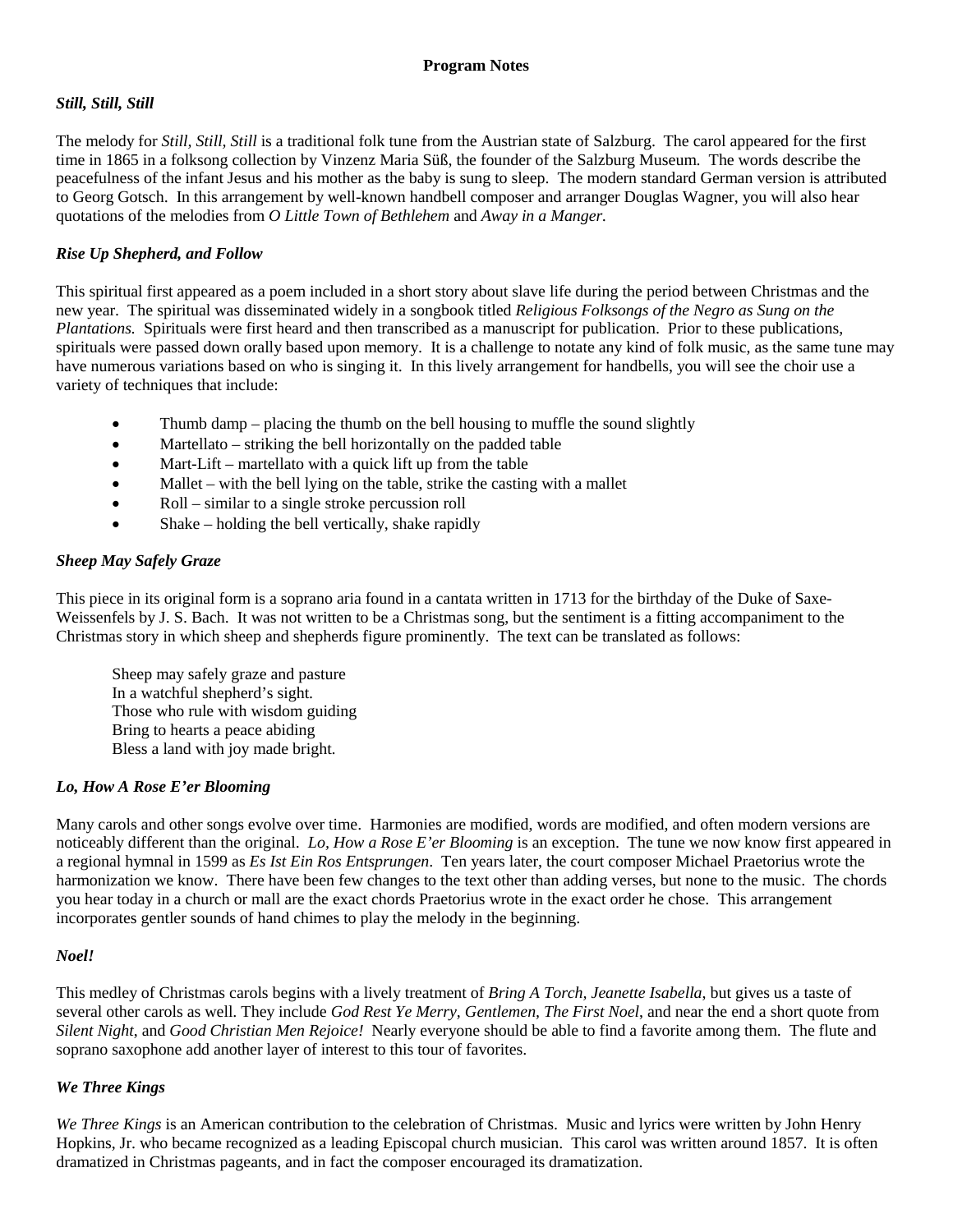## Program Notes

### *Still, Still, Still*

The melody for *Still, Still, Still* is a traditional folk tune from the Austrian state of Salzburg. The carol appeared for the first time in 1865 in a folksong collection by Vinzenz Maria Süß, the founder of the Salzburg Museum. The words describe the peacefulness of the infant Jesus and his mother as the baby is sung to sleep. The modern standard German version is attributed to Georg Gotsch. In this arrangement by well-known handbell composer and arranger Douglas Wagner, you will also hear quotations of the melodies from *O Little Town of Bethlehem* and *Away in a Manger.*

### *Rise Up Shepherd, and Follow*

This spiritual first appeared as a poem included in a short story about slave life during the period between Christmas and the new year. The spiritual was disseminated widely in a songbook titled *Religious Folksongs of the Negro as Sung on the Plantations.* Spirituals were first heard and then transcribed as a manuscript for publication. Prior to these publications, spirituals were passed down orally based upon memory. It is a challenge to notate any kind of folk music, as the same tune may have numerous variations based on who is singing it. In this lively arrangement for handbells, you will see the choir use a variety of techniques that include:

- Thumb damp – placing the thumb on the bell housing to muffle the sound slightly
- Martellato – striking the bell horizontally on the padded table
- Mart-Lift – martellato with a quick lift up from the table
- Mallet – with the bell lying on the table, strike the casting with a mallet
- Roll – similar to a single stroke percussion roll
- Shake – holding the bell vertically, shake rapidly

### *Sheep May Safely Graze*

This piece in its original form is a soprano aria found in a cantata written in 1713 for the birthday of the Duke of Saxe-Weissenfels by J. S. Bach. It was not written to be a Christmas song, but the sentiment is a fitting accompaniment to the Christmas story in which sheep and shepherds figure prominently. The text can be translated as follows:

> Sheep may safely graze and pasture
> In a watchful shepherd's sight.
> Those who rule with wisdom guiding
> Bring to hearts a peace abiding
> Bless a land with joy made bright.

### *Lo, How A Rose E'er Blooming*

Many carols and other songs evolve over time. Harmonies are modified, words are modified, and often modern versions are noticeably different than the original. *Lo, How a Rose E'er Blooming* is an exception. The tune we now know first appeared in a regional hymnal in 1599 as *Es Ist Ein Ros Entsprungen*. Ten years later, the court composer Michael Praetorius wrote the harmonization we know. There have been few changes to the text other than adding verses, but none to the music. The chords you hear today in a church or mall are the exact chords Praetorius wrote in the exact order he chose. This arrangement incorporates gentler sounds of hand chimes to play the melody in the beginning.

### *Noel!*

This medley of Christmas carols begins with a lively treatment of *Bring A Torch, Jeanette Isabella*, but gives us a taste of several other carols as well. They include *God Rest Ye Merry, Gentlemen, The First Noel*, and near the end a short quote from *Silent Night*, and *Good Christian Men Rejoice!* Nearly everyone should be able to find a favorite among them. The flute and soprano saxophone add another layer of interest to this tour of favorites.

### *We Three Kings*

*We Three Kings* is an American contribution to the celebration of Christmas. Music and lyrics were written by John Henry Hopkins, Jr. who became recognized as a leading Episcopal church musician. This carol was written around 1857. It is often dramatized in Christmas pageants, and in fact the composer encouraged its dramatization.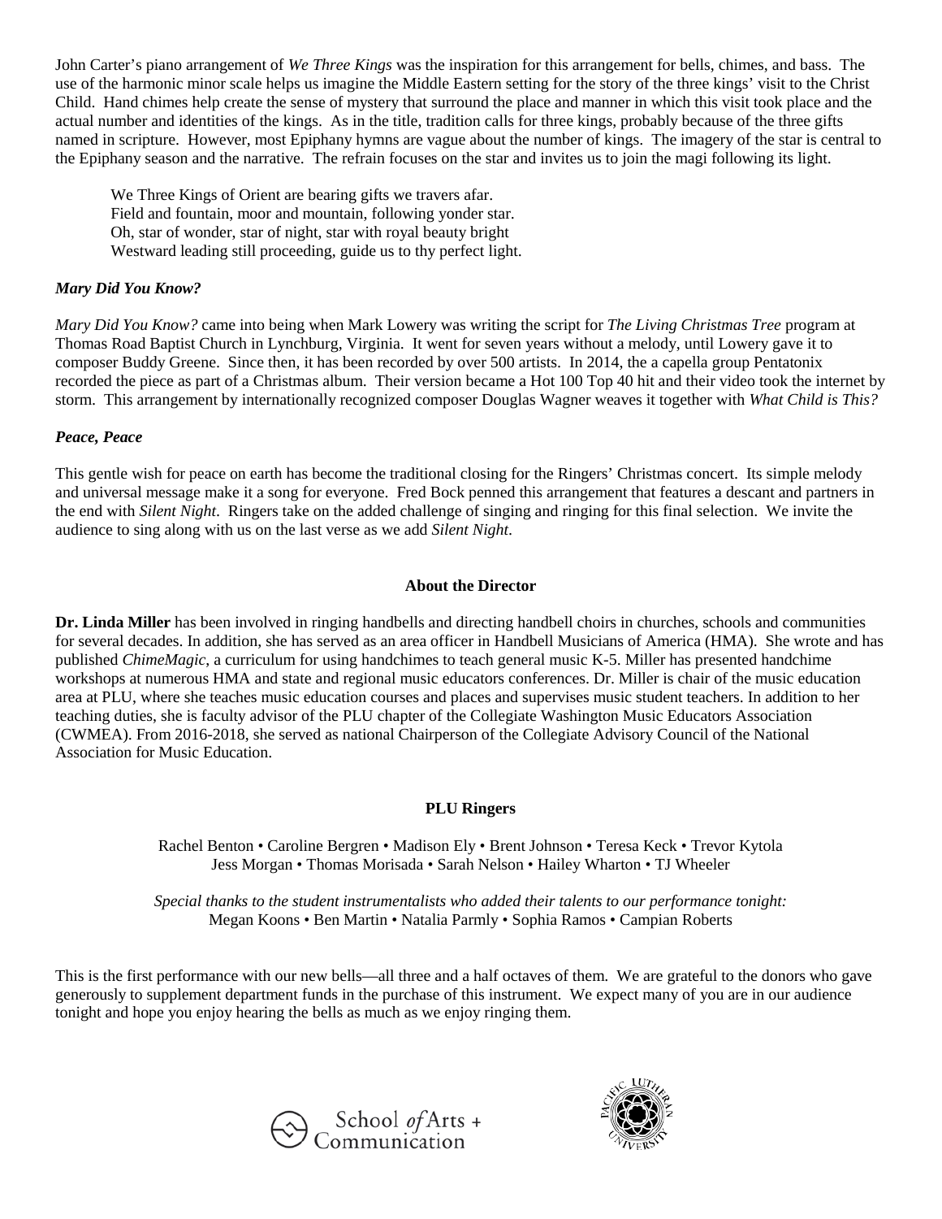John Carter's piano arrangement of *We Three Kings* was the inspiration for this arrangement for bells, chimes, and bass. The use of the harmonic minor scale helps us imagine the Middle Eastern setting for the story of the three kings' visit to the Christ Child. Hand chimes help create the sense of mystery that surround the place and manner in which this visit took place and the actual number and identities of the kings. As in the title, tradition calls for three kings, probably because of the three gifts named in scripture. However, most Epiphany hymns are vague about the number of kings. The imagery of the star is central to the Epiphany season and the narrative. The refrain focuses on the star and invites us to join the magi following its light.

> We Three Kings of Orient are bearing gifts we travers afar.
> Field and fountain, moor and mountain, following yonder star.
> Oh, star of wonder, star of night, star with royal beauty bright
> Westward leading still proceeding, guide us to thy perfect light.

### *Mary Did You Know?*

*Mary Did You Know?* came into being when Mark Lowery was writing the script for *The Living Christmas Tree* program at Thomas Road Baptist Church in Lynchburg, Virginia. It went for seven years without a melody, until Lowery gave it to composer Buddy Greene. Since then, it has been recorded by over 500 artists. In 2014, the a capella group Pentatonix recorded the piece as part of a Christmas album. Their version became a Hot 100 Top 40 hit and their video took the internet by storm. This arrangement by internationally recognized composer Douglas Wagner weaves it together with *What Child is This?*

### *Peace, Peace*

This gentle wish for peace on earth has become the traditional closing for the Ringers' Christmas concert. Its simple melody and universal message make it a song for everyone. Fred Bock penned this arrangement that features a descant and partners in the end with *Silent Night*. Ringers take on the added challenge of singing and ringing for this final selection. We invite the audience to sing along with us on the last verse as we add *Silent Night*.

## About the Director

**Dr. Linda Miller** has been involved in ringing handbells and directing handbell choirs in churches, schools and communities for several decades. In addition, she has served as an area officer in Handbell Musicians of America (HMA). She wrote and has published *ChimeMagic*, a curriculum for using handchimes to teach general music K-5. Miller has presented handchime workshops at numerous HMA and state and regional music educators conferences. Dr. Miller is chair of the music education area at PLU, where she teaches music education courses and places and supervises music student teachers. In addition to her teaching duties, she is faculty advisor of the PLU chapter of the Collegiate Washington Music Educators Association (CWMEA). From 2016-2018, she served as national Chairperson of the Collegiate Advisory Council of the National Association for Music Education.

## PLU Ringers

Rachel Benton • Caroline Bergren • Madison Ely • Brent Johnson • Teresa Keck • Trevor Kytola
Jess Morgan • Thomas Morisada • Sarah Nelson • Hailey Wharton • TJ Wheeler

*Special thanks to the student instrumentalists who added their talents to our performance tonight:*
Megan Koons • Ben Martin • Natalia Parmly • Sophia Ramos • Campian Roberts

This is the first performance with our new bells—all three and a half octaves of them. We are grateful to the donors who gave generously to supplement department funds in the purchase of this instrument. We expect many of you are in our audience tonight and hope you enjoy hearing the bells as much as we enjoy ringing them.

School *of* Arts + Communication

Pacific Lutheran University